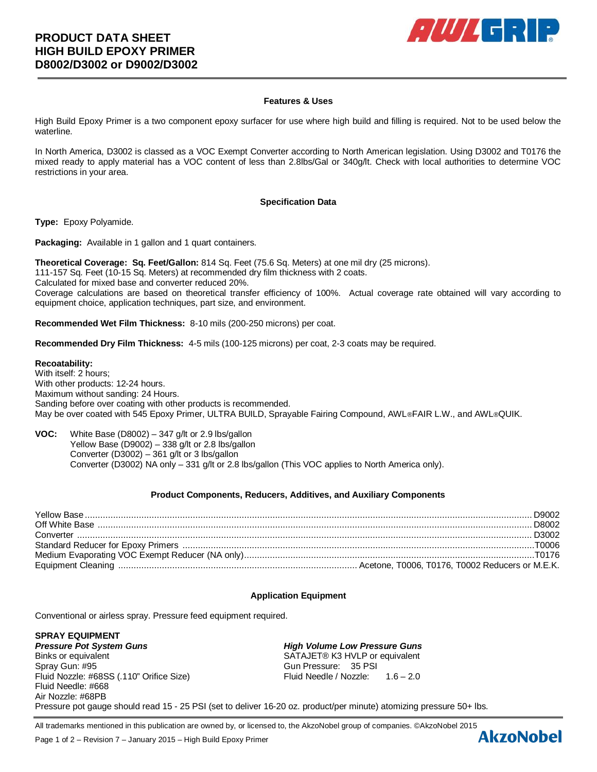# PRODUCT DATA SHEET
# HIGH BUILD EPOXY PRIMER
# D8002/D3002 or D9002/D3002

## Features & Uses

High Build Epoxy Primer is a two component epoxy surfacer for use where high build and filling is required. Not to be used below the waterline.

In North America, D3002 is classed as a VOC Exempt Converter according to North American legislation. Using D3002 and T0176 the mixed ready to apply material has a VOC content of less than 2.8lbs/Gal or 340g/lt. Check with local authorities to determine VOC restrictions in your area.

## Specification Data

**Type:** Epoxy Polyamide.

**Packaging:** Available in 1 gallon and 1 quart containers.

**Theoretical Coverage: Sq. Feet/Gallon:** 814 Sq. Feet (75.6 Sq. Meters) at one mil dry (25 microns).
111-157 Sq. Feet (10-15 Sq. Meters) at recommended dry film thickness with 2 coats.
Calculated for mixed base and converter reduced 20%.
Coverage calculations are based on theoretical transfer efficiency of 100%. Actual coverage rate obtained will vary according to equipment choice, application techniques, part size, and environment.

**Recommended Wet Film Thickness:** 8-10 mils (200-250 microns) per coat.

**Recommended Dry Film Thickness:** 4-5 mils (100-125 microns) per coat, 2-3 coats may be required.

**Recoatability:**
With itself: 2 hours;
With other products: 12-24 hours.
Maximum without sanding: 24 Hours.
Sanding before over coating with other products is recommended.
May be over coated with 545 Epoxy Primer, ULTRA BUILD, Sprayable Fairing Compound, AWL®FAIR L.W., and AWL®QUIK.

**VOC:**
White Base (D8002) – 347 g/lt or 2.9 lbs/gallon
Yellow Base (D9002) – 338 g/lt or 2.8 lbs/gallon
Converter (D3002) – 361 g/lt or 3 lbs/gallon
Converter (D3002) NA only – 331 g/lt or 2.8 lbs/gallon (This VOC applies to North America only).

## Product Components, Reducers, Additives, and Auxiliary Components

| Component | Product |
|---|---|
| Yellow Base | D9002 |
| Off White Base | D8002 |
| Converter | D3002 |
| Standard Reducer for Epoxy Primers | T0006 |
| Medium Evaporating VOC Exempt Reducer (NA only) | T0176 |
| Equipment Cleaning | Acetone, T0006, T0176, T0002 Reducers or M.E.K. |

## Application Equipment

Conventional or airless spray. Pressure feed equipment required.

**SPRAY EQUIPMENT**

***Pressure Pot System Guns***
Binks or equivalent
Spray Gun: #95
Fluid Nozzle: #68SS (.110" Orifice Size)
Fluid Needle: #668
Air Nozzle: #68PB

***High Volume Low Pressure Guns***
SATAJET® K3 HVLP or equivalent
Gun Pressure: 35 PSI
Fluid Needle / Nozzle: 1.6 – 2.0

Pressure pot gauge should read 15 - 25 PSI (set to deliver 16-20 oz. product/per minute) atomizing pressure 50+ lbs.

All trademarks mentioned in this publication are owned by, or licensed to, the AkzoNobel group of companies. ©AkzoNobel 2015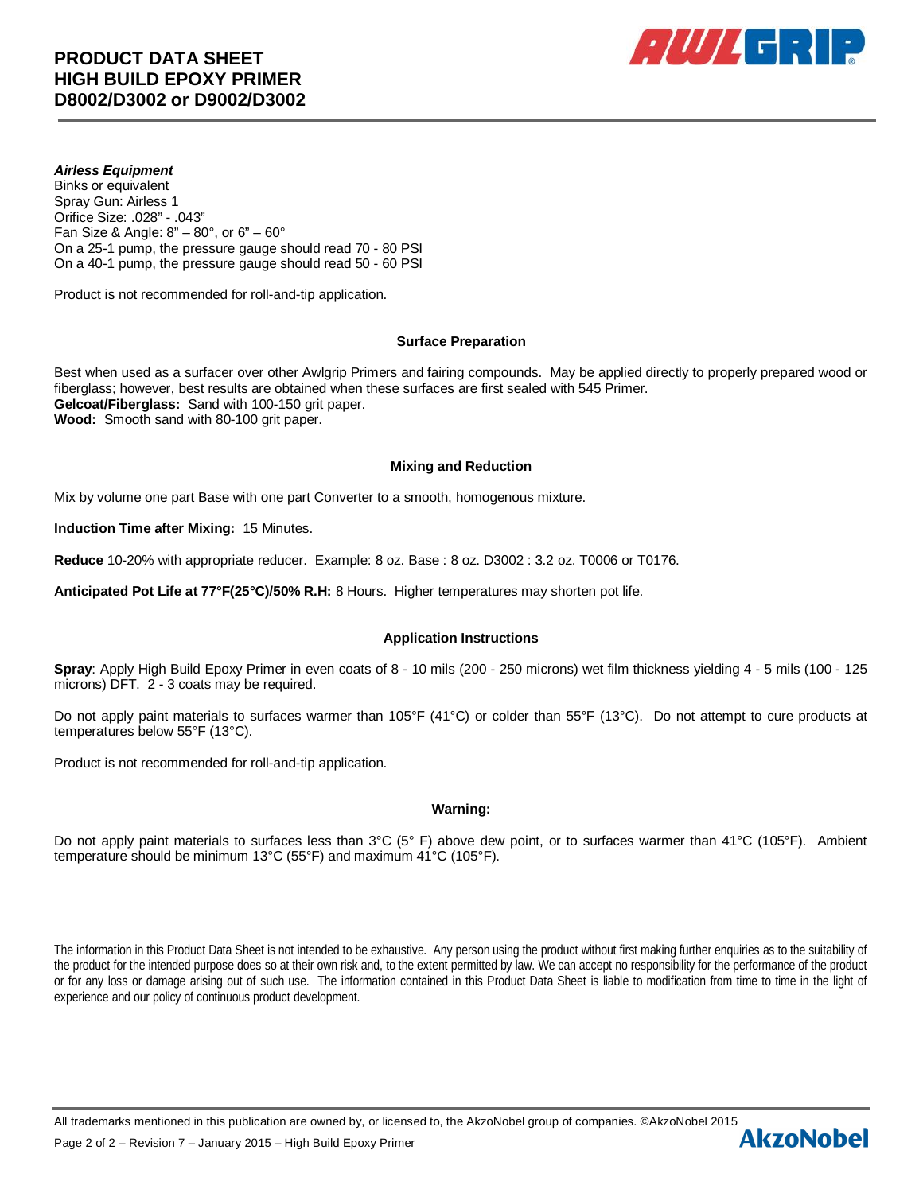***Airless Equipment***
Binks or equivalent
Spray Gun: Airless 1
Orifice Size: .028" - .043"
Fan Size & Angle: 8" – 80°, or 6" – 60°
On a 25-1 pump, the pressure gauge should read 70 - 80 PSI
On a 40-1 pump, the pressure gauge should read 50 - 60 PSI

Product is not recommended for roll-and-tip application.

## Surface Preparation

Best when used as a surfacer over other Awlgrip Primers and fairing compounds. May be applied directly to properly prepared wood or fiberglass; however, best results are obtained when these surfaces are first sealed with 545 Primer.
**Gelcoat/Fiberglass:** Sand with 100-150 grit paper.
**Wood:** Smooth sand with 80-100 grit paper.

## Mixing and Reduction

Mix by volume one part Base with one part Converter to a smooth, homogenous mixture.

**Induction Time after Mixing:** 15 Minutes.

**Reduce** 10-20% with appropriate reducer. Example: 8 oz. Base : 8 oz. D3002 : 3.2 oz. T0006 or T0176.

**Anticipated Pot Life at 77°F(25°C)/50% R.H:** 8 Hours. Higher temperatures may shorten pot life.

## Application Instructions

**Spray**: Apply High Build Epoxy Primer in even coats of 8 - 10 mils (200 - 250 microns) wet film thickness yielding 4 - 5 mils (100 - 125 microns) DFT. 2 - 3 coats may be required.

Do not apply paint materials to surfaces warmer than 105°F (41°C) or colder than 55°F (13°C). Do not attempt to cure products at temperatures below 55°F (13°C).

Product is not recommended for roll-and-tip application.

## Warning:

Do not apply paint materials to surfaces less than 3°C (5° F) above dew point, or to surfaces warmer than 41°C (105°F). Ambient temperature should be minimum 13°C (55°F) and maximum 41°C (105°F).

The information in this Product Data Sheet is not intended to be exhaustive. Any person using the product without first making further enquiries as to the suitability of the product for the intended purpose does so at their own risk and, to the extent permitted by law. We can accept no responsibility for the performance of the product or for any loss or damage arising out of such use. The information contained in this Product Data Sheet is liable to modification from time to time in the light of experience and our policy of continuous product development.

All trademarks mentioned in this publication are owned by, or licensed to, the AkzoNobel group of companies. ©AkzoNobel 2015